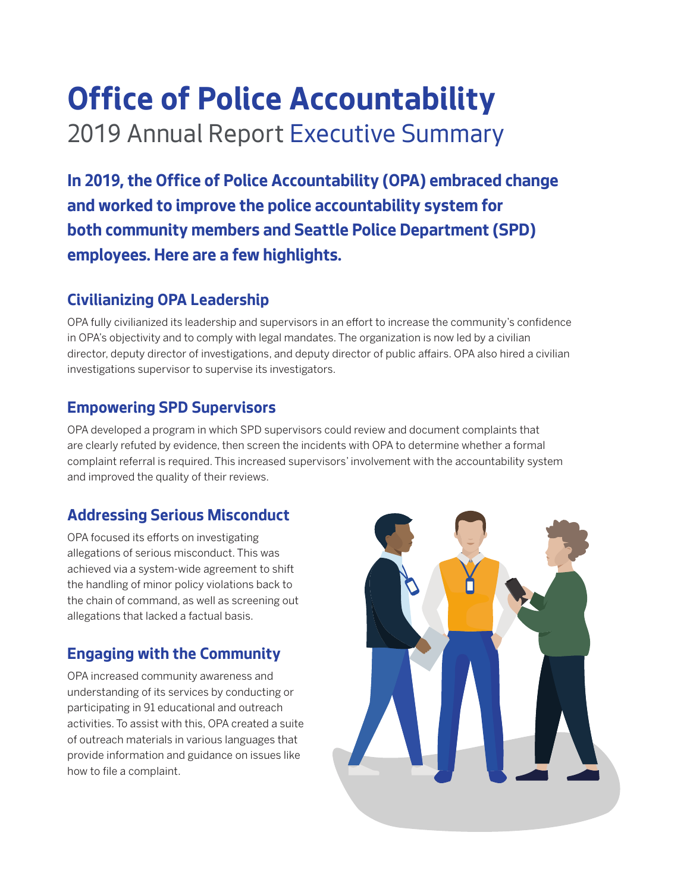# Office of Police Accountability

2019 Annual Report Executive Summary

**In 2019, the Office of Police Accountability (OPA) embraced change and worked to improve the police accountability system for both community members and Seattle Police Department (SPD) employees. Here are a few highlights.**

## Civilianizing OPA Leadership

OPA fully civilianized its leadership and supervisors in an effort to increase the community's confidence in OPA's objectivity and to comply with legal mandates. The organization is now led by a civilian director, deputy director of investigations, and deputy director of public affairs. OPA also hired a civilian investigations supervisor to supervise its investigators.

## Empowering SPD Supervisors

OPA developed a program in which SPD supervisors could review and document complaints that are clearly refuted by evidence, then screen the incidents with OPA to determine whether a formal complaint referral is required. This increased supervisors' involvement with the accountability system and improved the quality of their reviews.

## Addressing Serious Misconduct

OPA focused its efforts on investigating allegations of serious misconduct. This was achieved via a system-wide agreement to shift the handling of minor policy violations back to the chain of command, as well as screening out allegations that lacked a factual basis.

## Engaging with the Community

OPA increased community awareness and understanding of its services by conducting or participating in 91 educational and outreach activities. To assist with this, OPA created a suite of outreach materials in various languages that provide information and guidance on issues like how to file a complaint.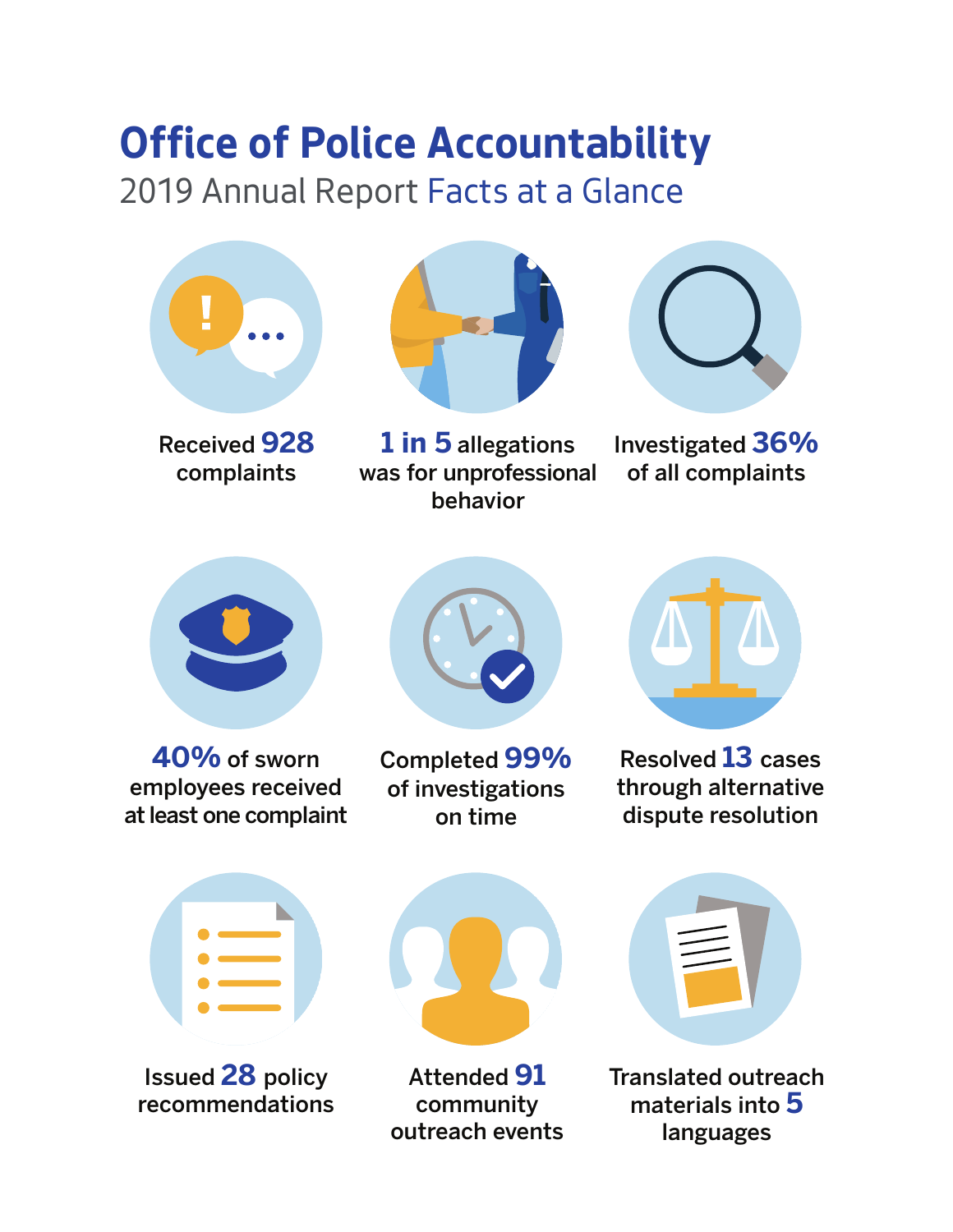# Office of Police Accountability

## 2019 Annual Report Facts at a Glance

Received **928** complaints

**1 in 5** allegations was for unprofessional behavior

Investigated **36%** of all complaints

**40%** of sworn employees received at least one complaint

Completed **99%** of investigations on time

Resolved **13** cases through alternative dispute resolution

Issued **28** policy recommendations

Attended **91** community outreach events

Translated outreach materials into **5** languages